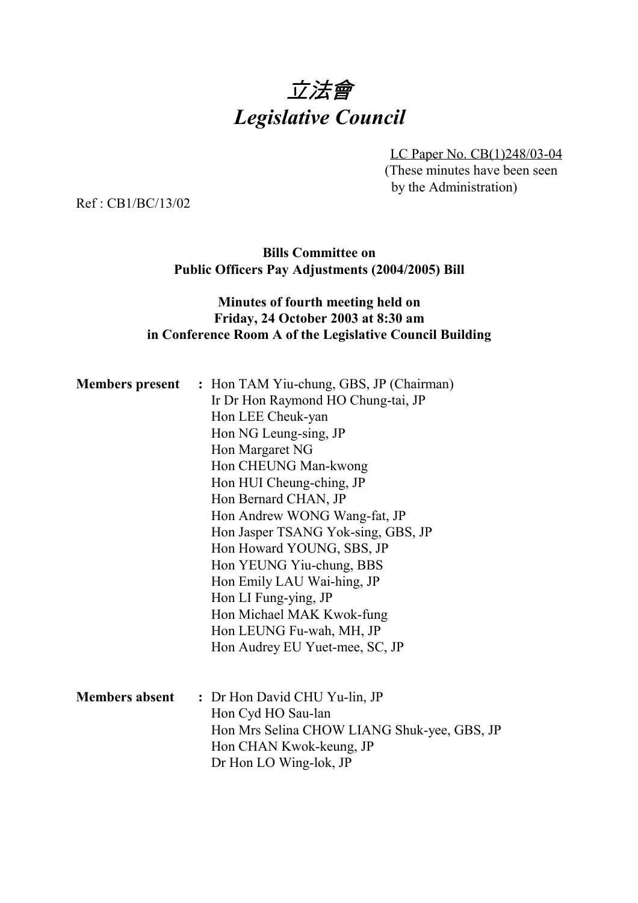# 立法會
# *Legislative Council*

LC Paper No. CB(1)248/03-04
(These minutes have been seen by the Administration)

Ref : CB1/BC/13/02

**Bills Committee on Public Officers Pay Adjustments (2004/2005) Bill**

**Minutes of fourth meeting held on Friday, 24 October 2003 at 8:30 am in Conference Room A of the Legislative Council Building**

**Members present :** Hon TAM Yiu-chung, GBS, JP (Chairman)
Ir Dr Hon Raymond HO Chung-tai, JP
Hon LEE Cheuk-yan
Hon NG Leung-sing, JP
Hon Margaret NG
Hon CHEUNG Man-kwong
Hon HUI Cheung-ching, JP
Hon Bernard CHAN, JP
Hon Andrew WONG Wang-fat, JP
Hon Jasper TSANG Yok-sing, GBS, JP
Hon Howard YOUNG, SBS, JP
Hon YEUNG Yiu-chung, BBS
Hon Emily LAU Wai-hing, JP
Hon LI Fung-ying, JP
Hon Michael MAK Kwok-fung
Hon LEUNG Fu-wah, MH, JP
Hon Audrey EU Yuet-mee, SC, JP

**Members absent :** Dr Hon David CHU Yu-lin, JP
Hon Cyd HO Sau-lan
Hon Mrs Selina CHOW LIANG Shuk-yee, GBS, JP
Hon CHAN Kwok-keung, JP
Dr Hon LO Wing-lok, JP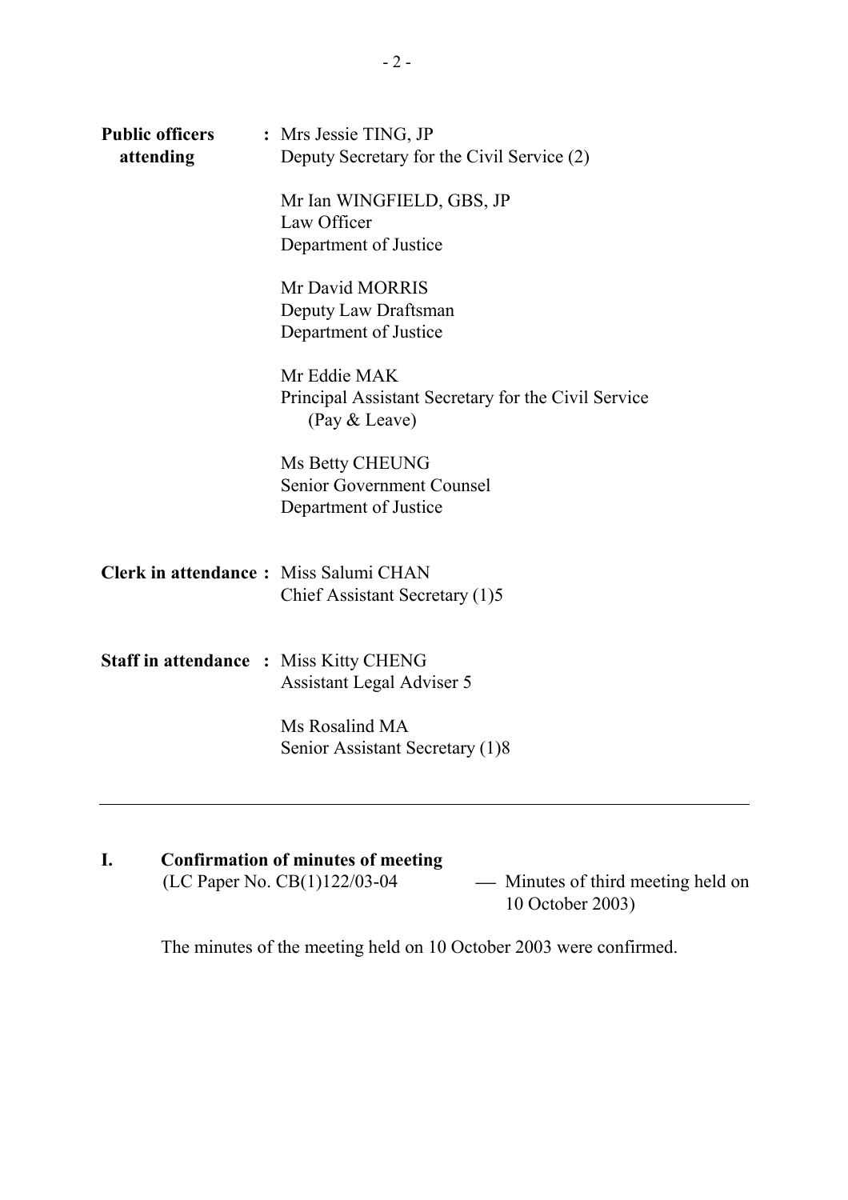**Public officers attending** : Mrs Jessie TING, JP
Deputy Secretary for the Civil Service (2)

Mr Ian WINGFIELD, GBS, JP
Law Officer
Department of Justice

Mr David MORRIS
Deputy Law Draftsman
Department of Justice

Mr Eddie MAK
Principal Assistant Secretary for the Civil Service (Pay & Leave)

Ms Betty CHEUNG
Senior Government Counsel
Department of Justice

**Clerk in attendance** : Miss Salumi CHAN
Chief Assistant Secretary (1)5

**Staff in attendance** : Miss Kitty CHENG
Assistant Legal Adviser 5

Ms Rosalind MA
Senior Assistant Secretary (1)8

---

## I. Confirmation of minutes of meeting

(LC Paper No. CB(1)122/03-04 — Minutes of third meeting held on 10 October 2003)

The minutes of the meeting held on 10 October 2003 were confirmed.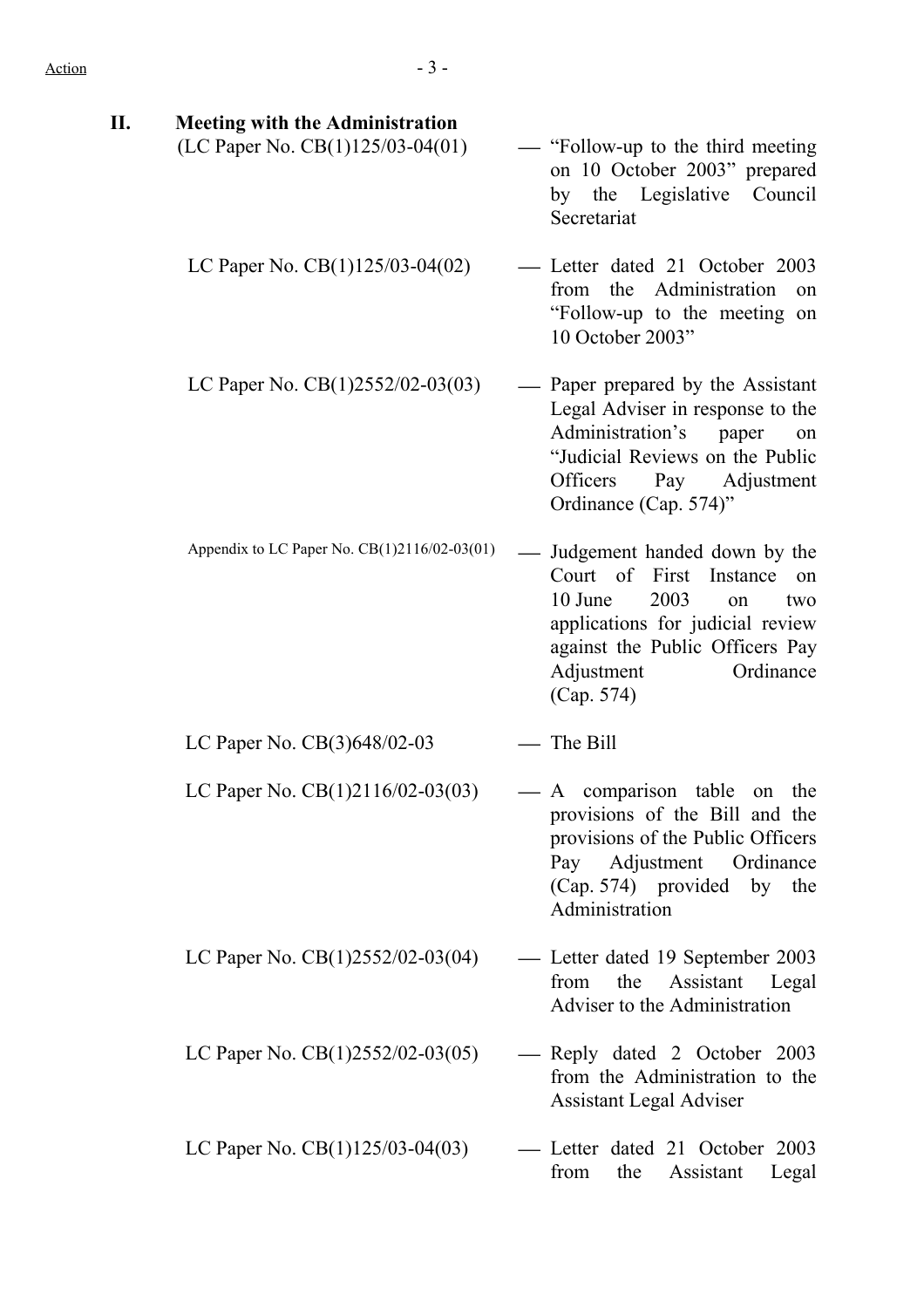Action

## II. Meeting with the Administration

| | |
|---|---|
| (LC Paper No. CB(1)125/03-04(01) | — "Follow-up to the third meeting on 10 October 2003" prepared by the Legislative Council Secretariat |
| LC Paper No. CB(1)125/03-04(02) | — Letter dated 21 October 2003 from the Administration on "Follow-up to the meeting on 10 October 2003" |
| LC Paper No. CB(1)2552/02-03(03) | — Paper prepared by the Assistant Legal Adviser in response to the Administration's paper on "Judicial Reviews on the Public Officers Pay Adjustment Ordinance (Cap. 574)" |
| Appendix to LC Paper No. CB(1)2116/02-03(01) | — Judgement handed down by the Court of First Instance on 10 June 2003 on two applications for judicial review against the Public Officers Pay Adjustment Ordinance (Cap. 574) |
| LC Paper No. CB(3)648/02-03 | — The Bill |
| LC Paper No. CB(1)2116/02-03(03) | — A comparison table on the provisions of the Bill and the provisions of the Public Officers Pay Adjustment Ordinance (Cap. 574) provided by the Administration |
| LC Paper No. CB(1)2552/02-03(04) | — Letter dated 19 September 2003 from the Assistant Legal Adviser to the Administration |
| LC Paper No. CB(1)2552/02-03(05) | — Reply dated 2 October 2003 from the Administration to the Assistant Legal Adviser |
| LC Paper No. CB(1)125/03-04(03) | — Letter dated 21 October 2003 from the Assistant Legal |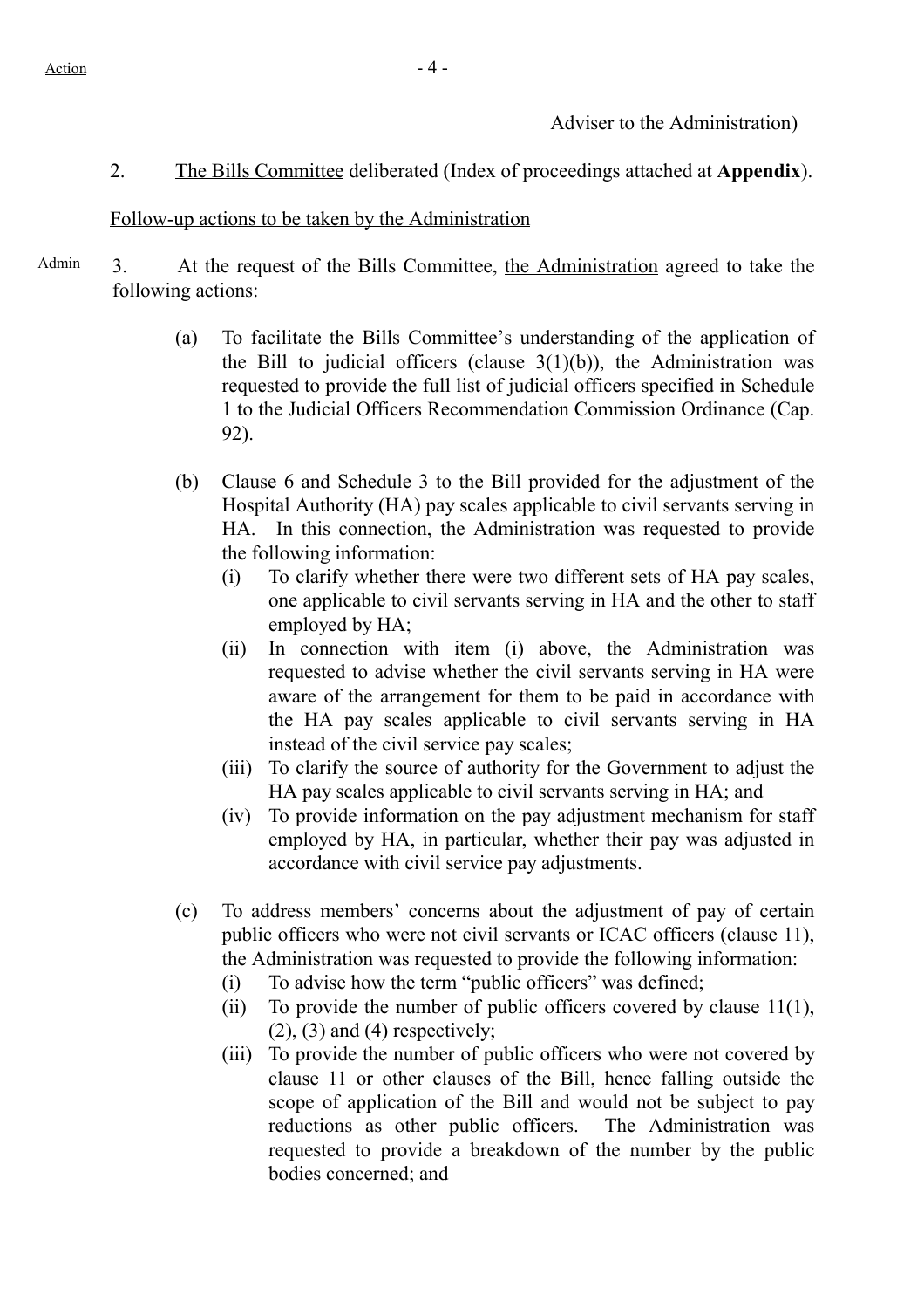Action

Adviser to the Administration)

2. The Bills Committee deliberated (Index of proceedings attached at **Appendix**).

Follow-up actions to be taken by the Administration

Admin

3. At the request of the Bills Committee, the Administration agreed to take the following actions:

(a) To facilitate the Bills Committee's understanding of the application of the Bill to judicial officers (clause 3(1)(b)), the Administration was requested to provide the full list of judicial officers specified in Schedule 1 to the Judicial Officers Recommendation Commission Ordinance (Cap. 92).

(b) Clause 6 and Schedule 3 to the Bill provided for the adjustment of the Hospital Authority (HA) pay scales applicable to civil servants serving in HA. In this connection, the Administration was requested to provide the following information:
   (i) To clarify whether there were two different sets of HA pay scales, one applicable to civil servants serving in HA and the other to staff employed by HA;
   (ii) In connection with item (i) above, the Administration was requested to advise whether the civil servants serving in HA were aware of the arrangement for them to be paid in accordance with the HA pay scales applicable to civil servants serving in HA instead of the civil service pay scales;
   (iii) To clarify the source of authority for the Government to adjust the HA pay scales applicable to civil servants serving in HA; and
   (iv) To provide information on the pay adjustment mechanism for staff employed by HA, in particular, whether their pay was adjusted in accordance with civil service pay adjustments.

(c) To address members' concerns about the adjustment of pay of certain public officers who were not civil servants or ICAC officers (clause 11), the Administration was requested to provide the following information:
   (i) To advise how the term "public officers" was defined;
   (ii) To provide the number of public officers covered by clause 11(1), (2), (3) and (4) respectively;
   (iii) To provide the number of public officers who were not covered by clause 11 or other clauses of the Bill, hence falling outside the scope of application of the Bill and would not be subject to pay reductions as other public officers. The Administration was requested to provide a breakdown of the number by the public bodies concerned; and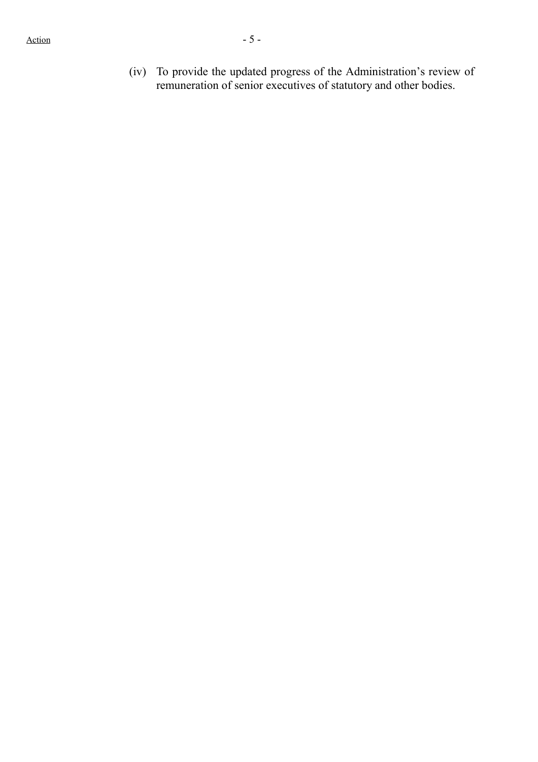(iv) To provide the updated progress of the Administration's review of remuneration of senior executives of statutory and other bodies.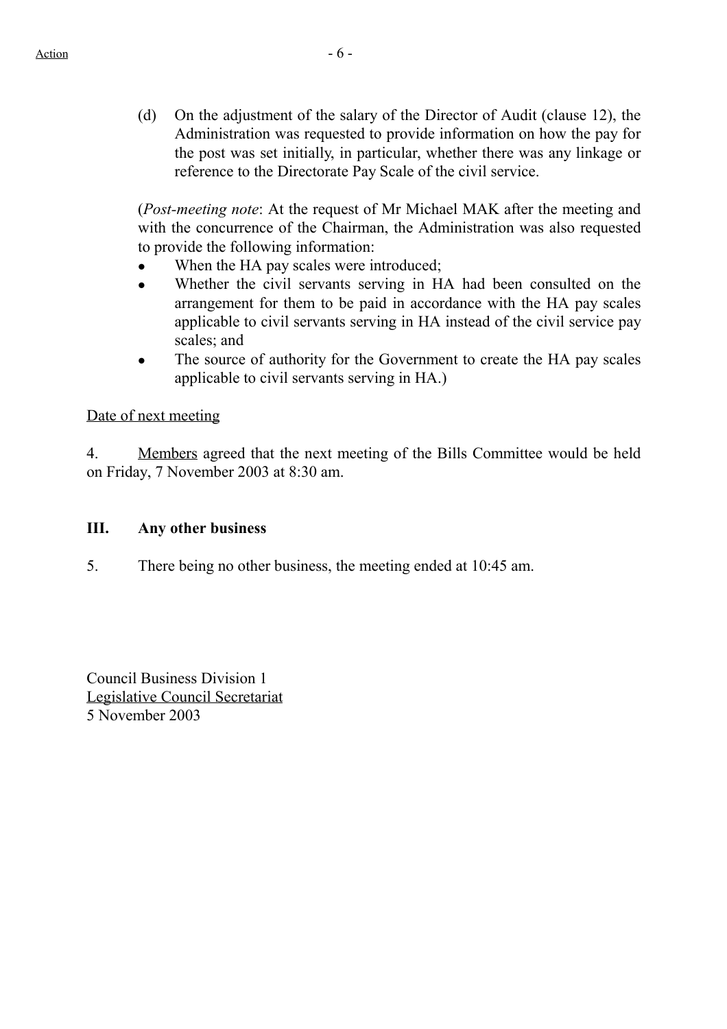(d) On the adjustment of the salary of the Director of Audit (clause 12), the Administration was requested to provide information on how the pay for the post was set initially, in particular, whether there was any linkage or reference to the Directorate Pay Scale of the civil service.

(*Post-meeting note*: At the request of Mr Michael MAK after the meeting and with the concurrence of the Chairman, the Administration was also requested to provide the following information:

- When the HA pay scales were introduced;
- Whether the civil servants serving in HA had been consulted on the arrangement for them to be paid in accordance with the HA pay scales applicable to civil servants serving in HA instead of the civil service pay scales; and
- The source of authority for the Government to create the HA pay scales applicable to civil servants serving in HA.)

Date of next meeting

4. Members agreed that the next meeting of the Bills Committee would be held on Friday, 7 November 2003 at 8:30 am.

## III. Any other business

5. There being no other business, the meeting ended at 10:45 am.

Council Business Division 1
Legislative Council Secretariat
5 November 2003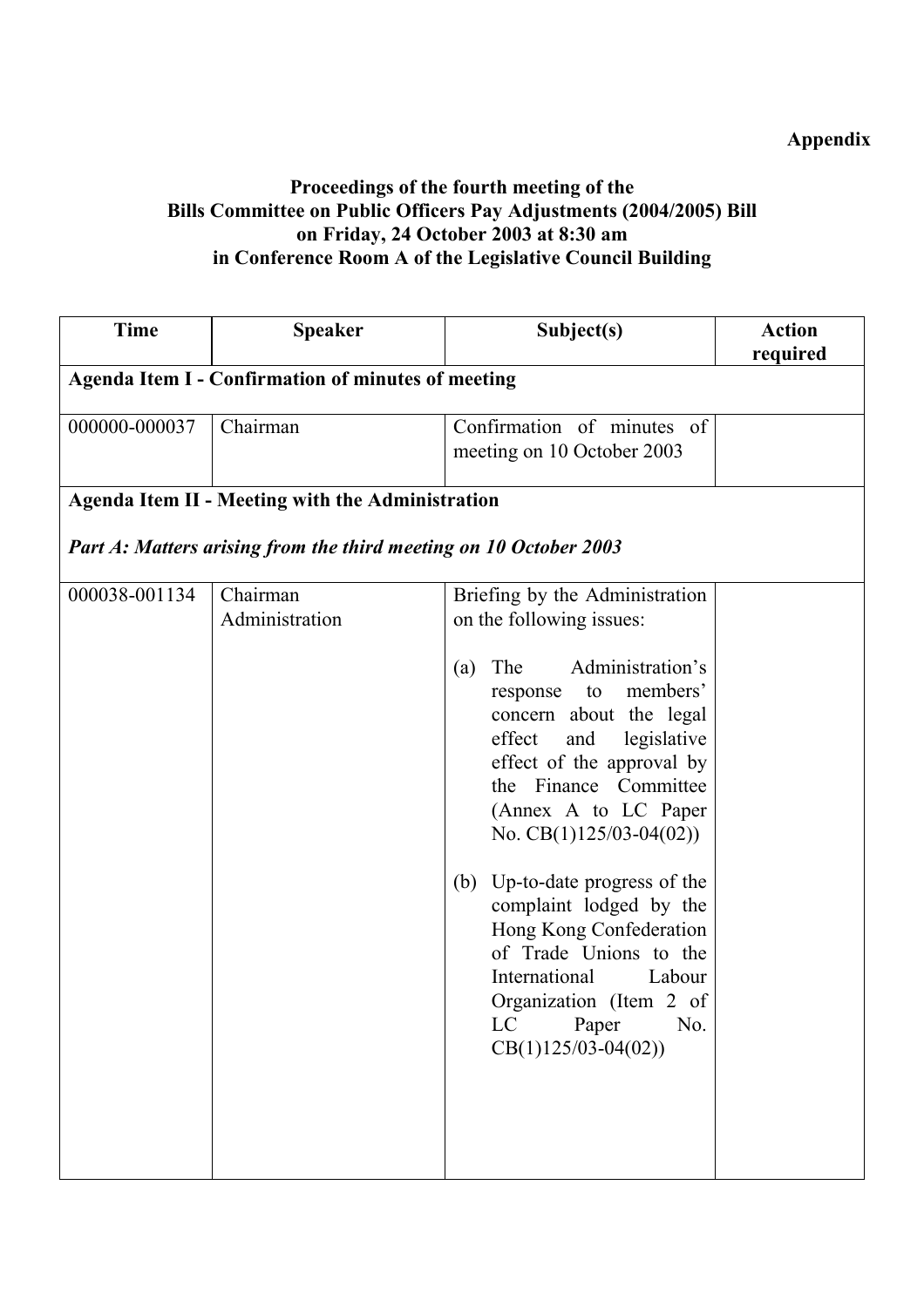**Appendix**

**Proceedings of the fourth meeting of the Bills Committee on Public Officers Pay Adjustments (2004/2005) Bill on Friday, 24 October 2003 at 8:30 am in Conference Room A of the Legislative Council Building**

| Time | Speaker | Subject(s) | Action required |
|---|---|---|---|
| **Agenda Item I - Confirmation of minutes of meeting** | | | |
| 000000-000037 | Chairman | Confirmation of minutes of meeting on 10 October 2003 | |
| **Agenda Item II - Meeting with the Administration**<br><br>***Part A: Matters arising from the third meeting on 10 October 2003*** | | | |
| 000038-001134 | Chairman<br>Administration | Briefing by the Administration on the following issues:<br><br>(a) The Administration's response to members' concern about the legal effect and legislative effect of the approval by the Finance Committee (Annex A to LC Paper No. CB(1)125/03-04(02))<br><br>(b) Up-to-date progress of the complaint lodged by the Hong Kong Confederation of Trade Unions to the International Labour Organization (Item 2 of LC Paper No. CB(1)125/03-04(02)) | |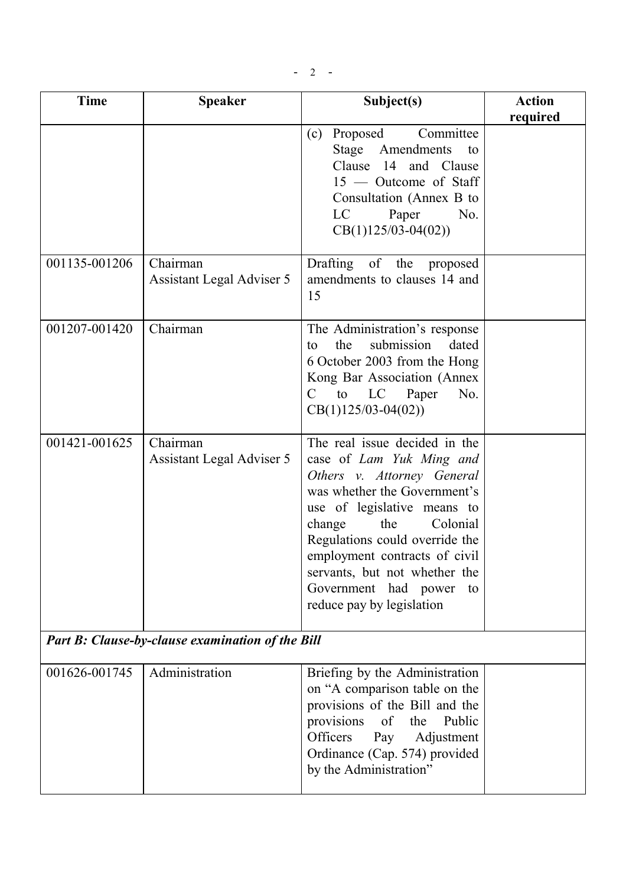| Time | Speaker | Subject(s) | Action required |
|---|---|---|---|
| | | (c) Proposed Committee Stage Amendments to Clause 14 and Clause 15 — Outcome of Staff Consultation (Annex B to LC Paper No. CB(1)125/03-04(02)) | |
| 001135-001206 | Chairman<br>Assistant Legal Adviser 5 | Drafting of the proposed amendments to clauses 14 and 15 | |
| 001207-001420 | Chairman | The Administration's response to the submission dated 6 October 2003 from the Hong Kong Bar Association (Annex C to LC Paper No. CB(1)125/03-04(02)) | |
| 001421-001625 | Chairman<br>Assistant Legal Adviser 5 | The real issue decided in the case of *Lam Yuk Ming and Others v. Attorney General* was whether the Government's use of legislative means to change the Colonial Regulations could override the employment contracts of civil servants, but not whether the Government had power to reduce pay by legislation | |
| ***Part B: Clause-by-clause examination of the Bill*** | | | |
| 001626-001745 | Administration | Briefing by the Administration on "A comparison table on the provisions of the Bill and the provisions of the Public Officers Pay Adjustment Ordinance (Cap. 574) provided by the Administration" | |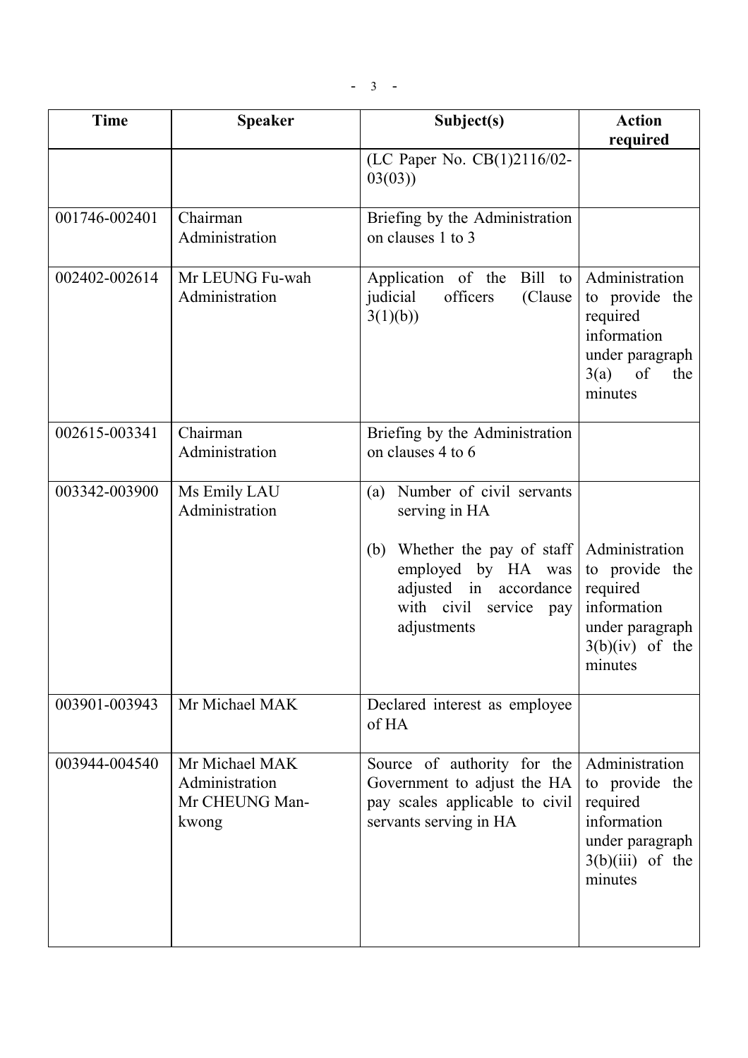| Time | Speaker | Subject(s) | Action required |
|---|---|---|---|
| | | (LC Paper No. CB(1)2116/02-03(03)) | |
| 001746-002401 | Chairman<br>Administration | Briefing by the Administration on clauses 1 to 3 | |
| 002402-002614 | Mr LEUNG Fu-wah<br>Administration | Application of the Bill to judicial officers (Clause 3(1)(b)) | Administration to provide the required information under paragraph 3(a) of the minutes |
| 002615-003341 | Chairman<br>Administration | Briefing by the Administration on clauses 4 to 6 | |
| 003342-003900 | Ms Emily LAU<br>Administration | (a) Number of civil servants serving in HA<br><br>(b) Whether the pay of staff employed by HA was adjusted in accordance with civil service pay adjustments | Administration to provide the required information under paragraph 3(b)(iv) of the minutes |
| 003901-003943 | Mr Michael MAK | Declared interest as employee of HA | |
| 003944-004540 | Mr Michael MAK<br>Administration<br>Mr CHEUNG Man-kwong | Source of authority for the Government to adjust the HA pay scales applicable to civil servants serving in HA | Administration to provide the required information under paragraph 3(b)(iii) of the minutes |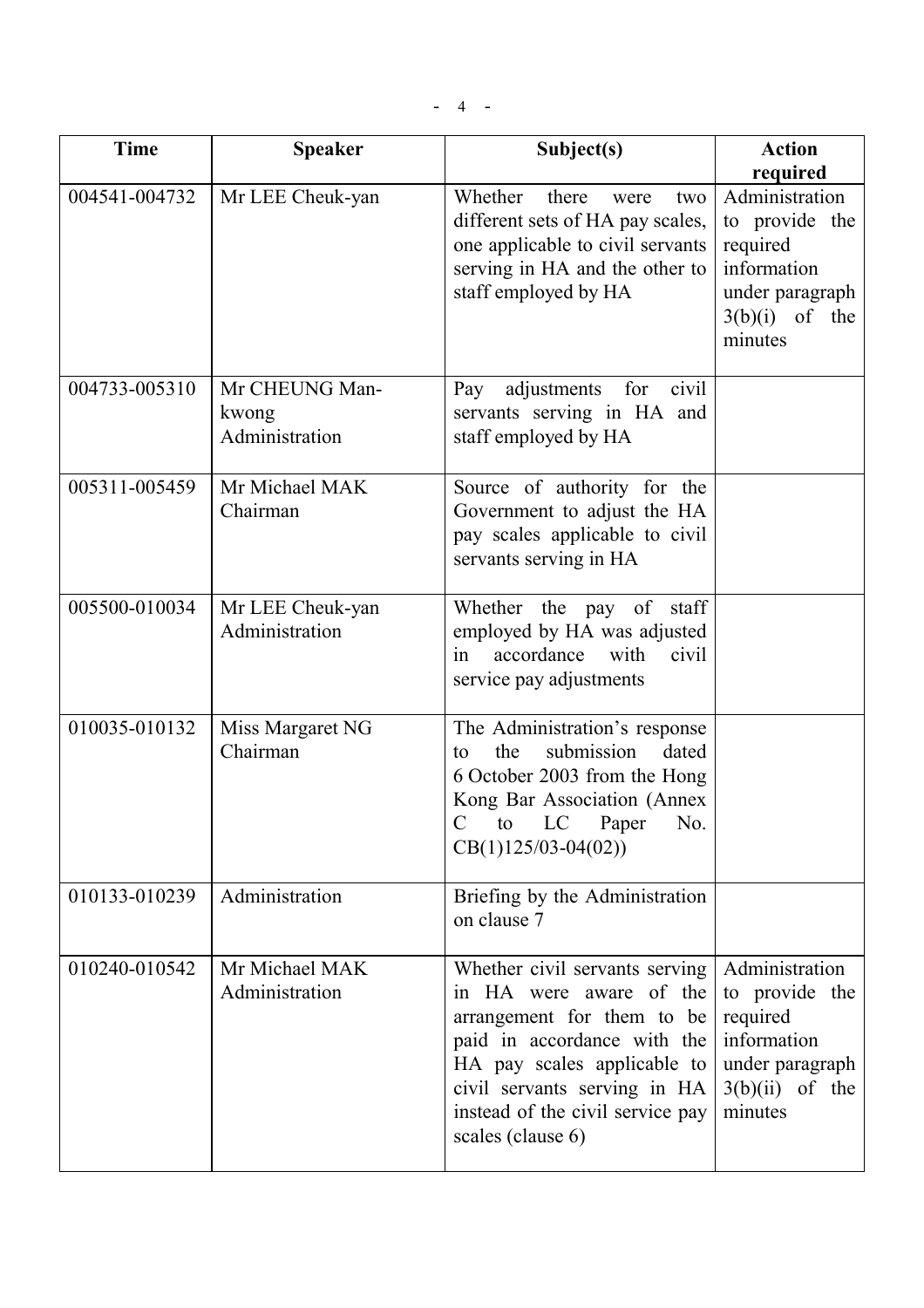| Time | Speaker | Subject(s) | Action required |
|---|---|---|---|
| 004541-004732 | Mr LEE Cheuk-yan | Whether there were two different sets of HA pay scales, one applicable to civil servants serving in HA and the other to staff employed by HA | Administration to provide the required information under paragraph 3(b)(i) of the minutes |
| 004733-005310 | Mr CHEUNG Man-kwong<br>Administration | Pay adjustments for civil servants serving in HA and staff employed by HA | |
| 005311-005459 | Mr Michael MAK<br>Chairman | Source of authority for the Government to adjust the HA pay scales applicable to civil servants serving in HA | |
| 005500-010034 | Mr LEE Cheuk-yan<br>Administration | Whether the pay of staff employed by HA was adjusted in accordance with civil service pay adjustments | |
| 010035-010132 | Miss Margaret NG<br>Chairman | The Administration's response to the submission dated 6 October 2003 from the Hong Kong Bar Association (Annex C to LC Paper No. CB(1)125/03-04(02)) | |
| 010133-010239 | Administration | Briefing by the Administration on clause 7 | |
| 010240-010542 | Mr Michael MAK<br>Administration | Whether civil servants serving in HA were aware of the arrangement for them to be paid in accordance with the HA pay scales applicable to civil servants serving in HA instead of the civil service pay scales (clause 6) | Administration to provide the required information under paragraph 3(b)(ii) of the minutes |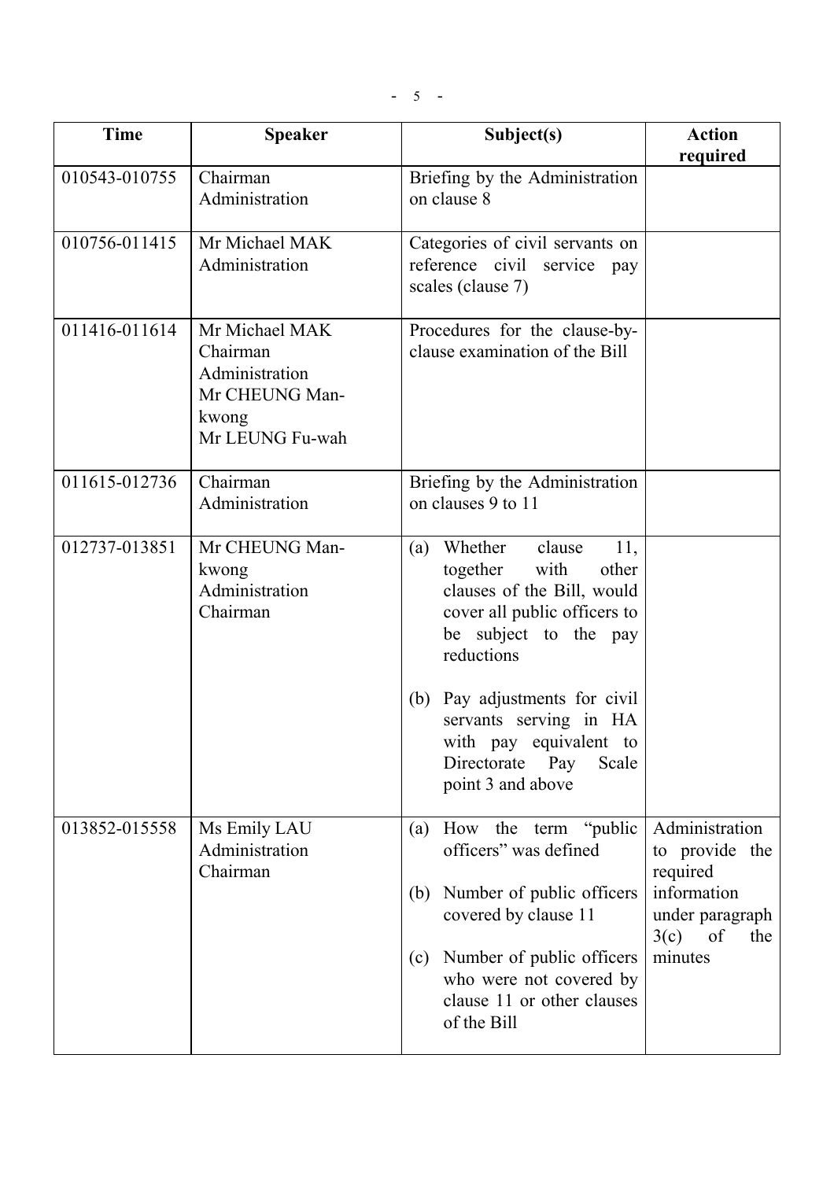| Time | Speaker | Subject(s) | Action required |
|---|---|---|---|
| 010543-010755 | Chairman<br>Administration | Briefing by the Administration on clause 8 | |
| 010756-011415 | Mr Michael MAK<br>Administration | Categories of civil servants on reference civil service pay scales (clause 7) | |
| 011416-011614 | Mr Michael MAK<br>Chairman<br>Administration<br>Mr CHEUNG Man-kwong<br>Mr LEUNG Fu-wah | Procedures for the clause-by-clause examination of the Bill | |
| 011615-012736 | Chairman<br>Administration | Briefing by the Administration on clauses 9 to 11 | |
| 012737-013851 | Mr CHEUNG Man-kwong<br>Administration<br>Chairman | (a) Whether clause 11, together with other clauses of the Bill, would cover all public officers to be subject to the pay reductions<br><br>(b) Pay adjustments for civil servants serving in HA with pay equivalent to Directorate Pay Scale point 3 and above | |
| 013852-015558 | Ms Emily LAU<br>Administration<br>Chairman | (a) How the term "public officers" was defined<br><br>(b) Number of public officers covered by clause 11<br><br>(c) Number of public officers who were not covered by clause 11 or other clauses of the Bill | Administration to provide the required information under paragraph 3(c) of the minutes |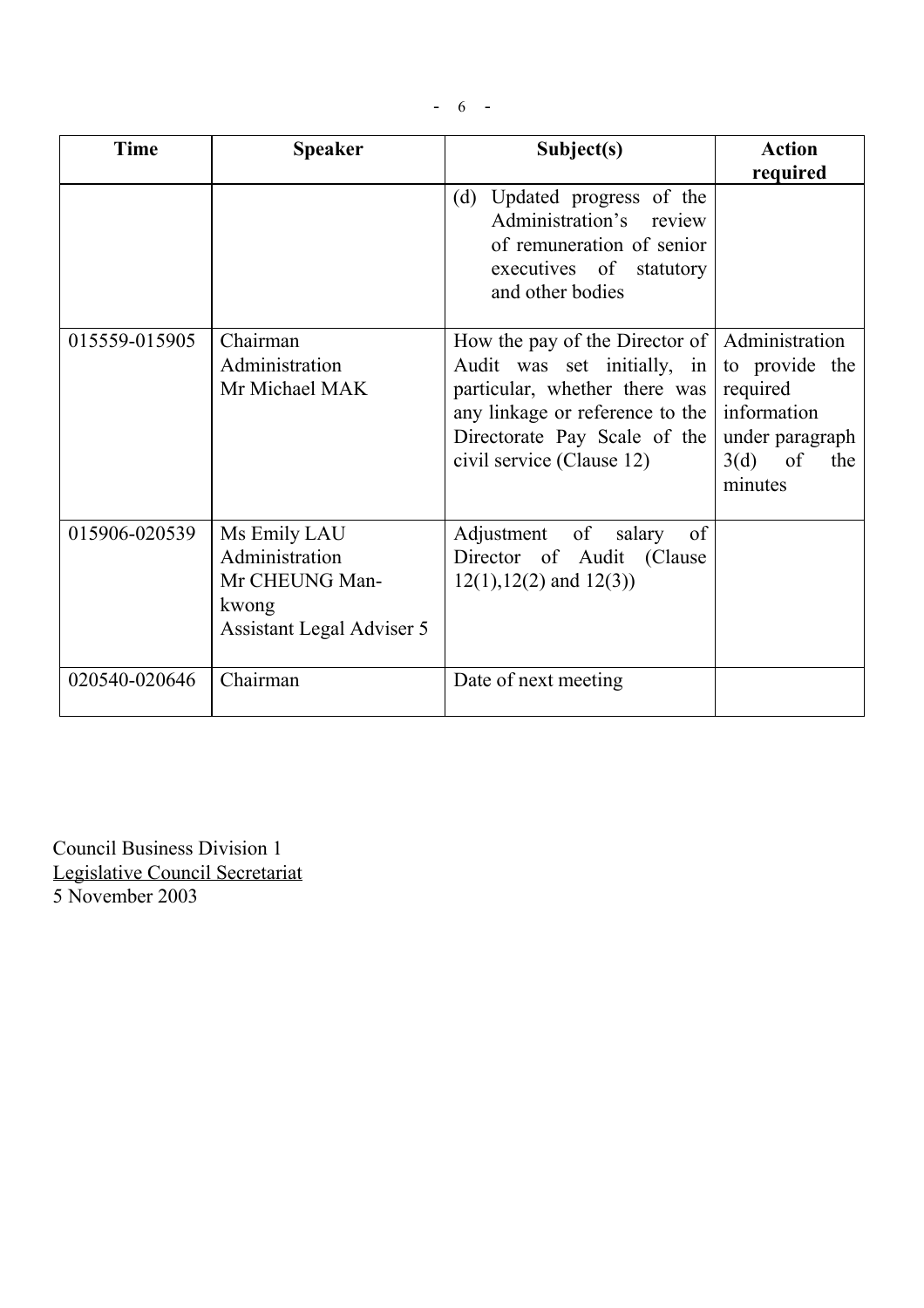| Time | Speaker | Subject(s) | Action required |
|---|---|---|---|
| | | (d) Updated progress of the Administration's review of remuneration of senior executives of statutory and other bodies | |
| 015559-015905 | Chairman<br>Administration<br>Mr Michael MAK | How the pay of the Director of Audit was set initially, in particular, whether there was any linkage or reference to the Directorate Pay Scale of the civil service (Clause 12) | Administration to provide the required information under paragraph 3(d) of the minutes |
| 015906-020539 | Ms Emily LAU<br>Administration<br>Mr CHEUNG Man-kwong<br>Assistant Legal Adviser 5 | Adjustment of salary of Director of Audit (Clause 12(1),12(2) and 12(3)) | |
| 020540-020646 | Chairman | Date of next meeting | |

Council Business Division 1
Legislative Council Secretariat
5 November 2003